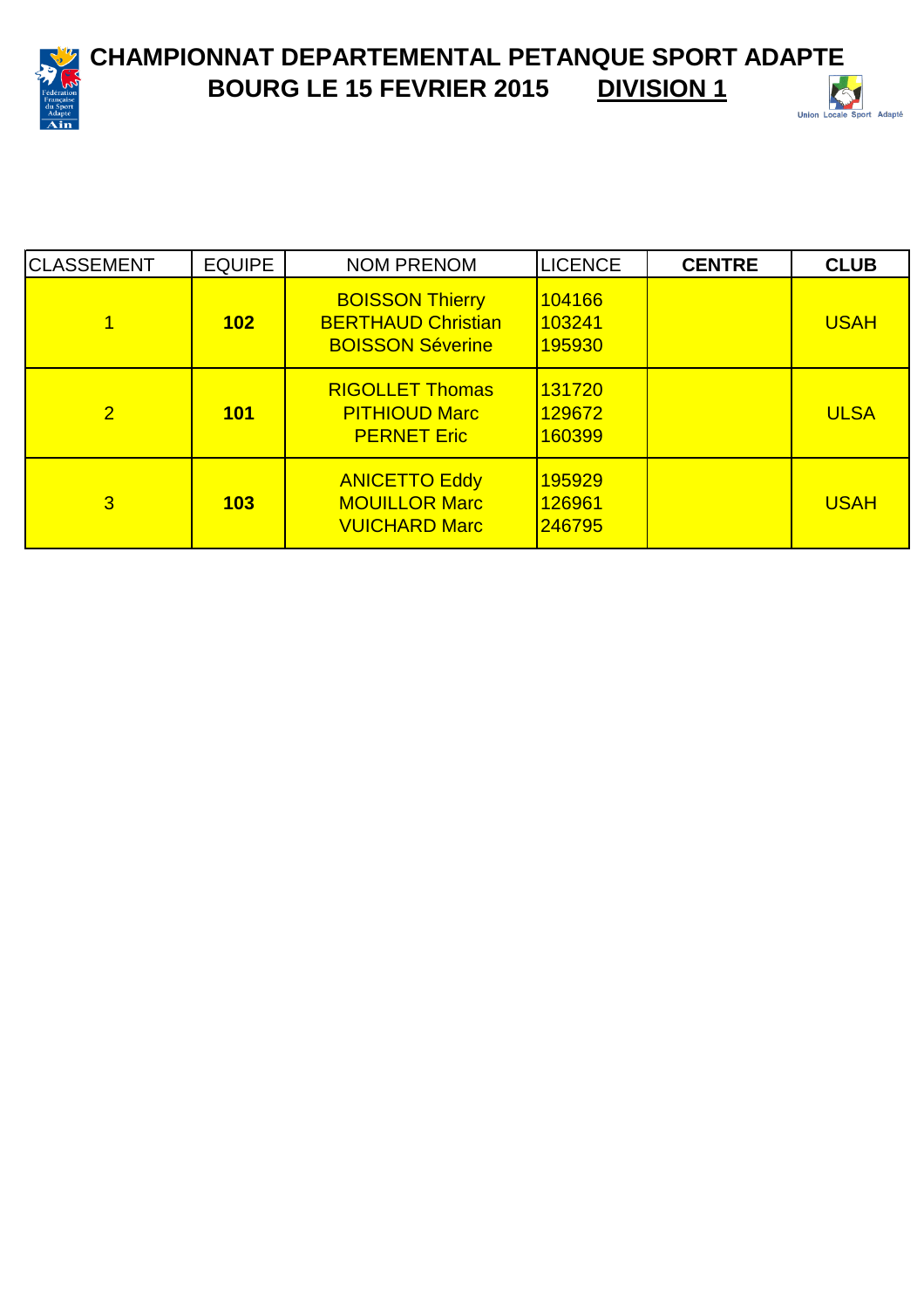# CHAMPIONNAT DEPARTEMENTAL PETANQUE SPORT ADAPTE

## BOURG LE 15 FEVRIER 2015 <u>DIVISION 1</u>

| CLASSEMENT | EQUIPE | NOM PRENOM | LICENCE | CENTRE | CLUB |
|---|---|---|---|---|---|
| 1 | **102** | BOISSON Thierry<br>BERTHAUD Christian<br>BOISSON Séverine | 104166<br>103241<br>195930 | | USAH |
| 2 | **101** | RIGOLLET Thomas<br>PITHIOUD Marc<br>PERNET Eric | 131720<br>129672<br>160399 | | ULSA |
| 3 | **103** | ANICETTO Eddy<br>MOUILLOR Marc<br>VUICHARD Marc | 195929<br>126961<br>246795 | | USAH |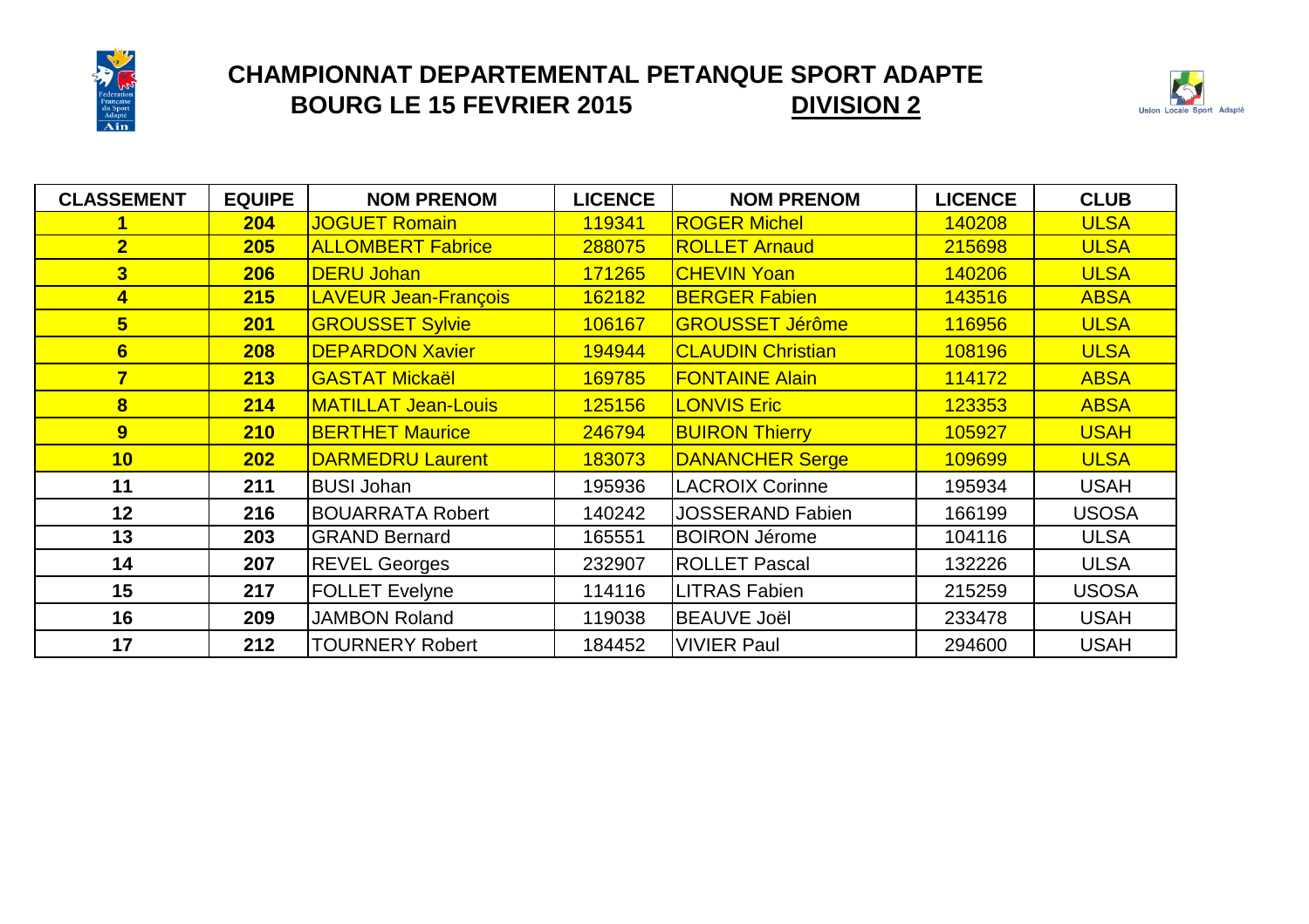# CHAMPIONNAT DEPARTEMENTAL PETANQUE SPORT ADAPTE

## BOURG LE 15 FEVRIER 2015 **DIVISION 2**

| CLASSEMENT | EQUIPE | NOM PRENOM | LICENCE | NOM PRENOM | LICENCE | CLUB |
|---|---|---|---|---|---|---|
| **1** | **204** | JOGUET Romain | 119341 | ROGER Michel | 140208 | ULSA |
| **2** | **205** | ALLOMBERT Fabrice | 288075 | ROLLET Arnaud | 215698 | ULSA |
| **3** | **206** | DERU Johan | 171265 | CHEVIN Yoan | 140206 | ULSA |
| **4** | **215** | LAVEUR Jean-François | 162182 | BERGER Fabien | 143516 | ABSA |
| **5** | **201** | GROUSSET Sylvie | 106167 | GROUSSET Jérôme | 116956 | ULSA |
| **6** | **208** | DEPARDON Xavier | 194944 | CLAUDIN Christian | 108196 | ULSA |
| **7** | **213** | GASTAT Mickaël | 169785 | FONTAINE Alain | 114172 | ABSA |
| **8** | **214** | MATILLAT Jean-Louis | 125156 | LONVIS Eric | 123353 | ABSA |
| **9** | **210** | BERTHET Maurice | 246794 | BUIRON Thierry | 105927 | USAH |
| **10** | **202** | DARMEDRU Laurent | 183073 | DANANCHER Serge | 109699 | ULSA |
| **11** | **211** | BUSI Johan | 195936 | LACROIX Corinne | 195934 | USAH |
| **12** | **216** | BOUARRATA Robert | 140242 | JOSSERAND Fabien | 166199 | USOSA |
| **13** | **203** | GRAND Bernard | 165551 | BOIRON Jérome | 104116 | ULSA |
| **14** | **207** | REVEL Georges | 232907 | ROLLET Pascal | 132226 | ULSA |
| **15** | **217** | FOLLET Evelyne | 114116 | LITRAS Fabien | 215259 | USOSA |
| **16** | **209** | JAMBON Roland | 119038 | BEAUVE Joël | 233478 | USAH |
| **17** | **212** | TOURNERY Robert | 184452 | VIVIER Paul | 294600 | USAH |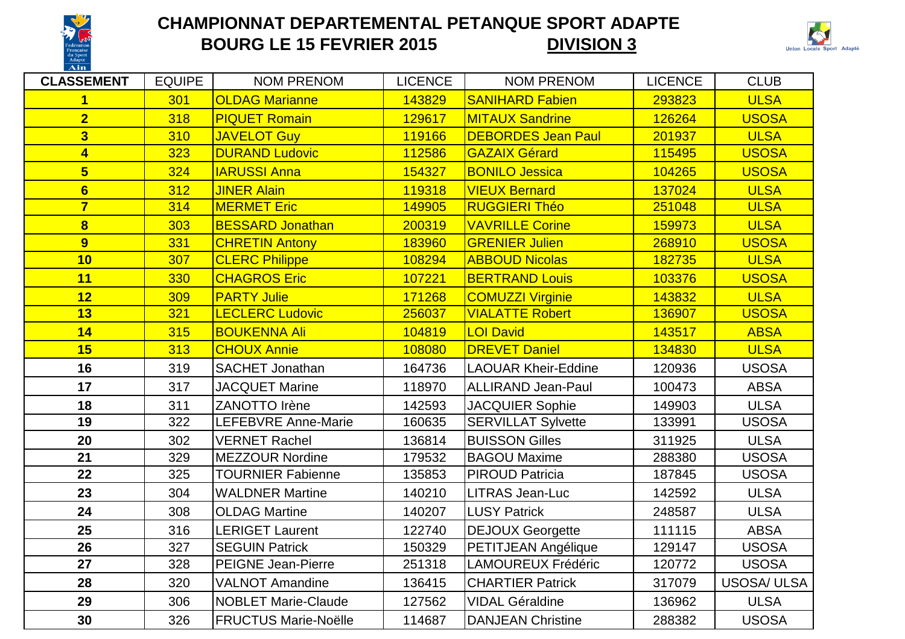# CHAMPIONNAT DEPARTEMENTAL PETANQUE SPORT ADAPTE

## BOURG LE 15 FEVRIER 2015 — DIVISION 3

| CLASSEMENT | EQUIPE | NOM PRENOM | LICENCE | NOM PRENOM | LICENCE | CLUB |
|---|---|---|---|---|---|---|
| **1** | 301 | OLDAG Marianne | 143829 | SANIHARD Fabien | 293823 | ULSA |
| **2** | 318 | PIQUET Romain | 129617 | MITAUX Sandrine | 126264 | USOSA |
| **3** | 310 | JAVELOT Guy | 119166 | DEBORDES Jean Paul | 201937 | ULSA |
| **4** | 323 | DURAND Ludovic | 112586 | GAZAIX Gérard | 115495 | USOSA |
| **5** | 324 | IARUSSI Anna | 154327 | BONILO Jessica | 104265 | USOSA |
| **6** | 312 | JINER Alain | 119318 | VIEUX Bernard | 137024 | ULSA |
| **7** | 314 | MERMET Eric | 149905 | RUGGIERI Théo | 251048 | ULSA |
| **8** | 303 | BESSARD Jonathan | 200319 | VAVRILLE Corine | 159973 | ULSA |
| **9** | 331 | CHRETIN Antony | 183960 | GRENIER Julien | 268910 | USOSA |
| **10** | 307 | CLERC Philippe | 108294 | ABBOUD Nicolas | 182735 | ULSA |
| **11** | 330 | CHAGROS Eric | 107221 | BERTRAND Louis | 103376 | USOSA |
| **12** | 309 | PARTY Julie | 171268 | COMUZZI Virginie | 143832 | ULSA |
| **13** | 321 | LECLERC Ludovic | 256037 | VIALATTE Robert | 136907 | USOSA |
| **14** | 315 | BOUKENNA Ali | 104819 | LOI David | 143517 | ABSA |
| **15** | 313 | CHOUX Annie | 108080 | DREVET Daniel | 134830 | ULSA |
| **16** | 319 | SACHET Jonathan | 164736 | LAOUAR Kheir-Eddine | 120936 | USOSA |
| **17** | 317 | JACQUET Marine | 118970 | ALLIRAND Jean-Paul | 100473 | ABSA |
| **18** | 311 | ZANOTTO Irène | 142593 | JACQUIER Sophie | 149903 | ULSA |
| **19** | 322 | LEFEBVRE Anne-Marie | 160635 | SERVILLAT Sylvette | 133991 | USOSA |
| **20** | 302 | VERNET Rachel | 136814 | BUISSON Gilles | 311925 | ULSA |
| **21** | 329 | MEZZOUR Nordine | 179532 | BAGOU Maxime | 288380 | USOSA |
| **22** | 325 | TOURNIER Fabienne | 135853 | PIROUD Patricia | 187845 | USOSA |
| **23** | 304 | WALDNER Martine | 140210 | LITRAS Jean-Luc | 142592 | ULSA |
| **24** | 308 | OLDAG Martine | 140207 | LUSY Patrick | 248587 | ULSA |
| **25** | 316 | LERIGET Laurent | 122740 | DEJOUX Georgette | 111115 | ABSA |
| **26** | 327 | SEGUIN Patrick | 150329 | PETITJEAN Angélique | 129147 | USOSA |
| **27** | 328 | PEIGNE Jean-Pierre | 251318 | LAMOUREUX Frédéric | 120772 | USOSA |
| **28** | 320 | VALNOT Amandine | 136415 | CHARTIER Patrick | 317079 | USOSA/ ULSA |
| **29** | 306 | NOBLET Marie-Claude | 127562 | VIDAL Géraldine | 136962 | ULSA |
| **30** | 326 | FRUCTUS Marie-Noëlle | 114687 | DANJEAN Christine | 288382 | USOSA |